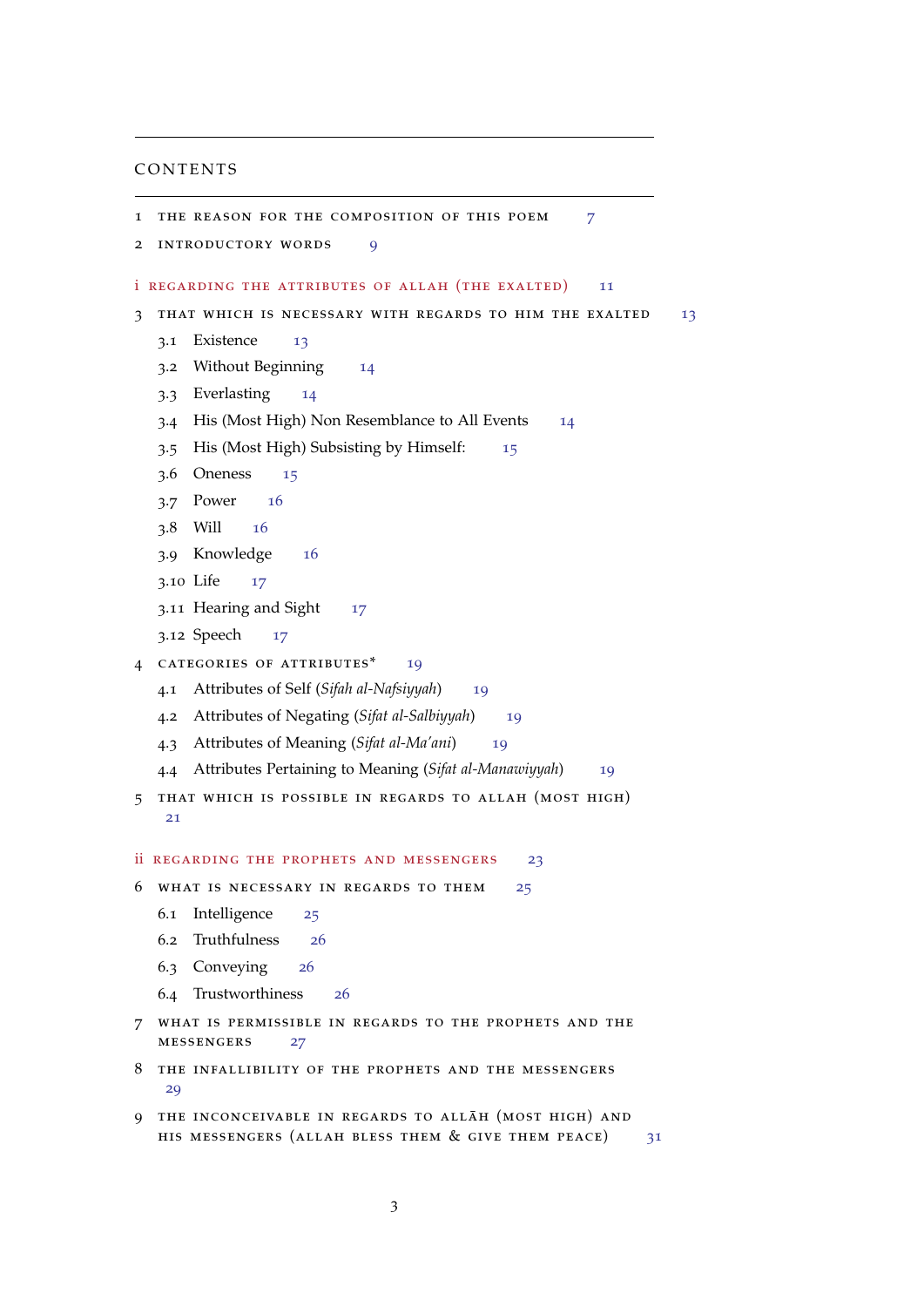# CONTENTS

1 THE REASON FOR THE COMPOSITION OF THIS POEM 7

2 INTRODUCTORY WORDS 9

i REGARDING THE ATTRIBUTES OF ALLAH (THE EXALTED) 11

3 THAT WHICH IS NECESSARY WITH REGARDS TO HIM THE EXALTED 13

- 3.1 Existence 13
- 3.2 Without Beginning 14
- 3.3 Everlasting 14
- 3.4 His (Most High) Non Resemblance to All Events 14
- 3.5 His (Most High) Subsisting by Himself: 15
- 3.6 Oneness 15
- 3.7 Power 16
- 3.8 Will 16
- 3.9 Knowledge 16
- 3.10 Life 17
- 3.11 Hearing and Sight 17
- 3.12 Speech 17

4 CATEGORIES OF ATTRIBUTES* 19

- 4.1 Attributes of Self (*Sifah al-Nafsiyyah*) 19
- 4.2 Attributes of Negating (*Sifat al-Salbiyyah*) 19
- 4.3 Attributes of Meaning (*Sifat al-Ma'ani*) 19
- 4.4 Attributes Pertaining to Meaning (*Sifat al-Manawiyyah*) 19

5 THAT WHICH IS POSSIBLE IN REGARDS TO ALLAH (MOST HIGH) 21

ii REGARDING THE PROPHETS AND MESSENGERS 23

6 WHAT IS NECESSARY IN REGARDS TO THEM 25

- 6.1 Intelligence 25
- 6.2 Truthfulness 26
- 6.3 Conveying 26
- 6.4 Trustworthiness 26

7 WHAT IS PERMISSIBLE IN REGARDS TO THE PROPHETS AND THE MESSENGERS 27

8 THE INFALLIBILITY OF THE PROPHETS AND THE MESSENGERS 29

9 THE INCONCEIVABLE IN REGARDS TO ALLĀH (MOST HIGH) AND HIS MESSENGERS (ALLAH BLESS THEM & GIVE THEM PEACE) 31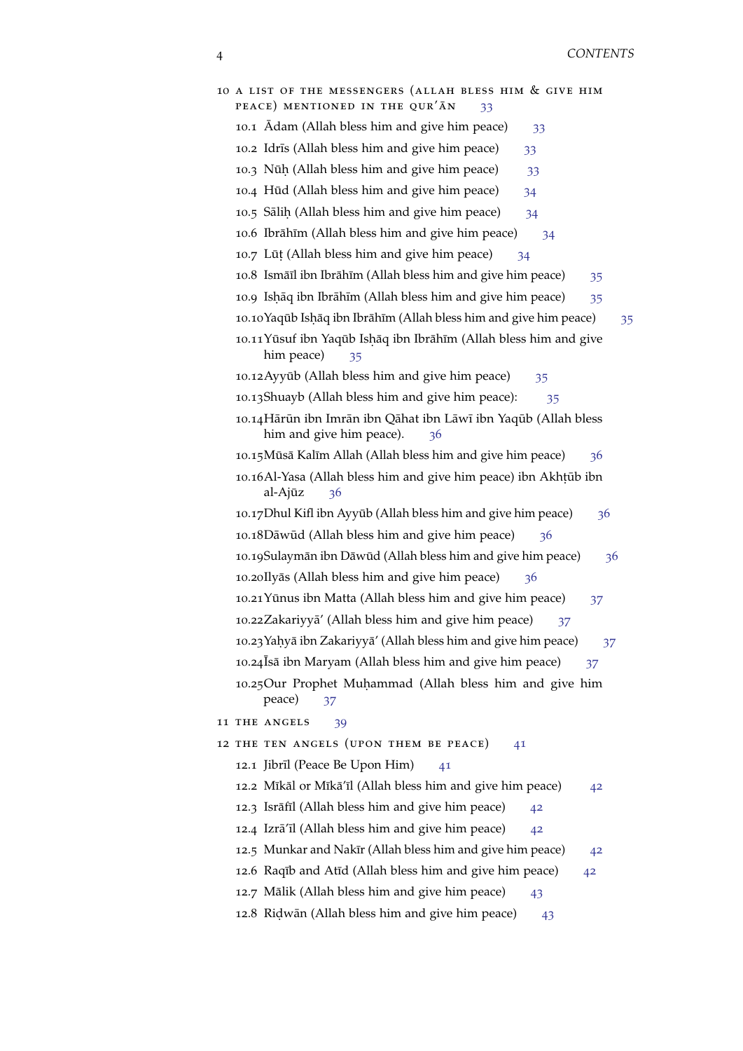10 A LIST OF THE MESSENGERS (ALLAH BLESS HIM & GIVE HIM PEACE) MENTIONED IN THE QUR'ĀN 33

- 10.1 Ādam (Allah bless him and give him peace) 33
- 10.2 Idrīs (Allah bless him and give him peace) 33
- 10.3 Nūḥ (Allah bless him and give him peace) 33
- 10.4 Hūd (Allah bless him and give him peace) 34
- 10.5 Sāliḥ (Allah bless him and give him peace) 34
- 10.6 Ibrāhīm (Allah bless him and give him peace) 34
- 10.7 Lūṭ (Allah bless him and give him peace) 34
- 10.8 Ismāīl ibn Ibrāhīm (Allah bless him and give him peace) 35
- 10.9 Isḥāq ibn Ibrāhīm (Allah bless him and give him peace) 35
- 10.10 Yaqūb Isḥāq ibn Ibrāhīm (Allah bless him and give him peace) 35
- 10.11 Yūsuf ibn Yaqūb Isḥāq ibn Ibrāhīm (Allah bless him and give him peace) 35
- 10.12 Ayyūb (Allah bless him and give him peace) 35
- 10.13 Shuayb (Allah bless him and give him peace): 35
- 10.14 Hārūn ibn Imrān ibn Qāhat ibn Lāwī ibn Yaqūb (Allah bless him and give him peace). 36
- 10.15 Mūsā Kalīm Allah (Allah bless him and give him peace) 36
- 10.16 Al-Yasa (Allah bless him and give him peace) ibn Akhṭūb ibn al-Ajūz 36
- 10.17 Dhul Kifl ibn Ayyūb (Allah bless him and give him peace) 36
- 10.18 Dāwūd (Allah bless him and give him peace) 36
- 10.19 Sulaymān ibn Dāwūd (Allah bless him and give him peace) 36
- 10.20 Ilyās (Allah bless him and give him peace) 36
- 10.21 Yūnus ibn Matta (Allah bless him and give him peace) 37
- 10.22 Zakariyyā' (Allah bless him and give him peace) 37
- 10.23 Yaḥyā ibn Zakariyyā' (Allah bless him and give him peace) 37
- 10.24 Īsā ibn Maryam (Allah bless him and give him peace) 37
- 10.25 Our Prophet Muḥammad (Allah bless him and give him peace) 37

11 THE ANGELS 39

12 THE TEN ANGELS (UPON THEM BE PEACE) 41

- 12.1 Jibrīl (Peace Be Upon Him) 41
- 12.2 Mīkāl or Mīkā'īl (Allah bless him and give him peace) 42
- 12.3 Isrāfīl (Allah bless him and give him peace) 42
- 12.4 Izrā'īl (Allah bless him and give him peace) 42
- 12.5 Munkar and Nakīr (Allah bless him and give him peace) 42
- 12.6 Raqīb and Atīd (Allah bless him and give him peace) 42
- 12.7 Mālik (Allah bless him and give him peace) 43
- 12.8 Riḍwān (Allah bless him and give him peace) 43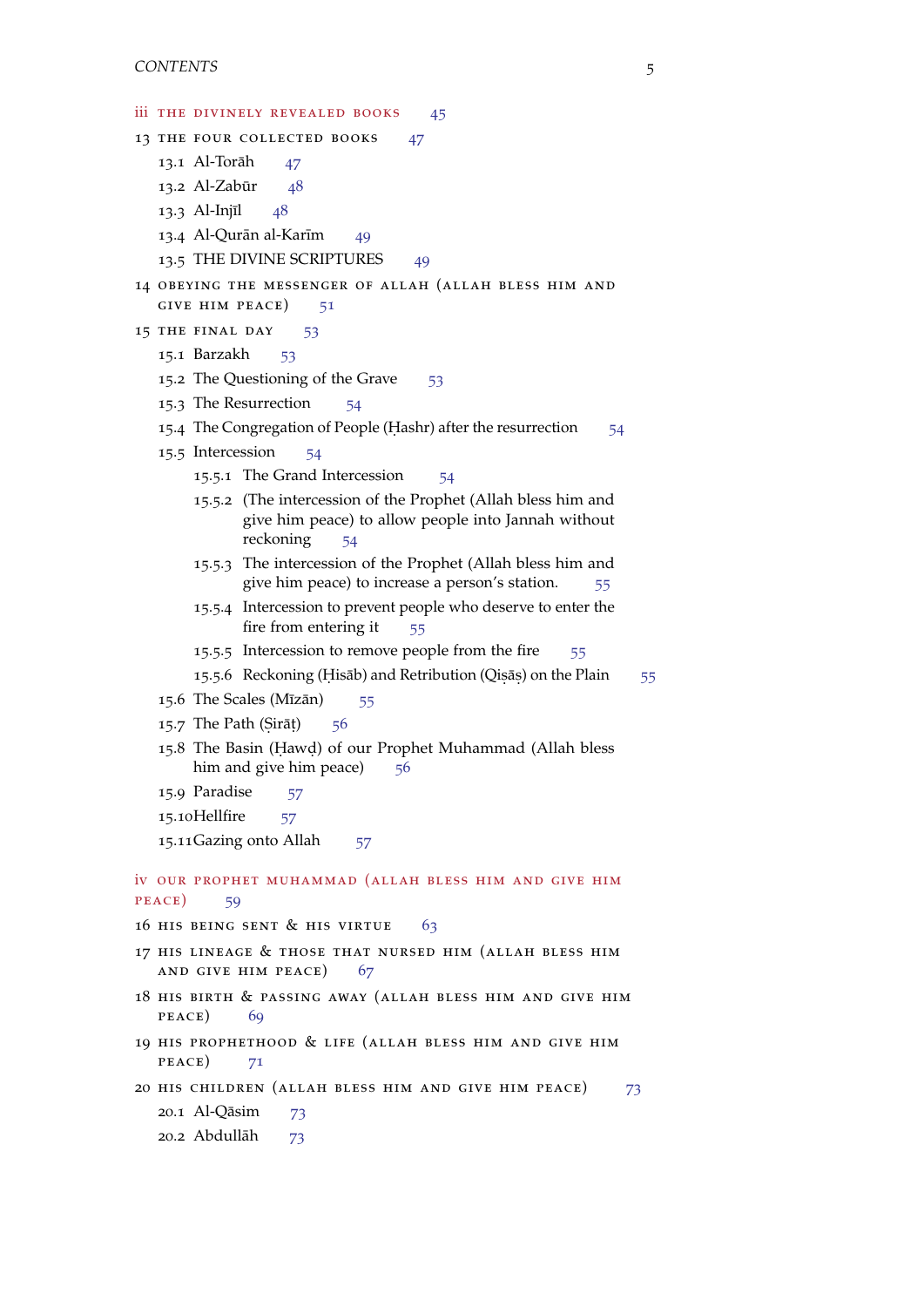iii the divinely revealed books 45

13 the four collected books 47

- 13.1 Al-Torāh 47
- 13.2 Al-Zabūr 48
- 13.3 Al-Injīl 48
- 13.4 Al-Qurān al-Karīm 49
- 13.5 THE DIVINE SCRIPTURES 49

14 obeying the messenger of allah (allah bless him and give him peace) 51

15 the final day 53

- 15.1 Barzakh 53
- 15.2 The Questioning of the Grave 53
- 15.3 The Resurrection 54
- 15.4 The Congregation of People (Ḥashr) after the resurrection 54
- 15.5 Intercession 54
  - 15.5.1 The Grand Intercession 54
  - 15.5.2 (The intercession of the Prophet (Allah bless him and give him peace) to allow people into Jannah without reckoning 54
  - 15.5.3 The intercession of the Prophet (Allah bless him and give him peace) to increase a person's station. 55
  - 15.5.4 Intercession to prevent people who deserve to enter the fire from entering it 55
  - 15.5.5 Intercession to remove people from the fire 55
  - 15.5.6 Reckoning (Ḥisāb) and Retribution (Qiṣāṣ) on the Plain 55
- 15.6 The Scales (Mīzān) 55
- 15.7 The Path (Ṣirāṭ) 56
- 15.8 The Basin (Ḥawḍ) of our Prophet Muhammad (Allah bless him and give him peace) 56
- 15.9 Paradise 57
- 15.10 Hellfire 57
- 15.11 Gazing onto Allah 57

iv our prophet muhammad (allah bless him and give him peace) 59

16 his being sent & his virtue 63

17 his lineage & those that nursed him (allah bless him and give him peace) 67

18 his birth & passing away (allah bless him and give him peace) 69

19 his prophethood & life (allah bless him and give him peace) 71

20 his children (allah bless him and give him peace) 73

- 20.1 Al-Qāsim 73
- 20.2 Abdullāh 73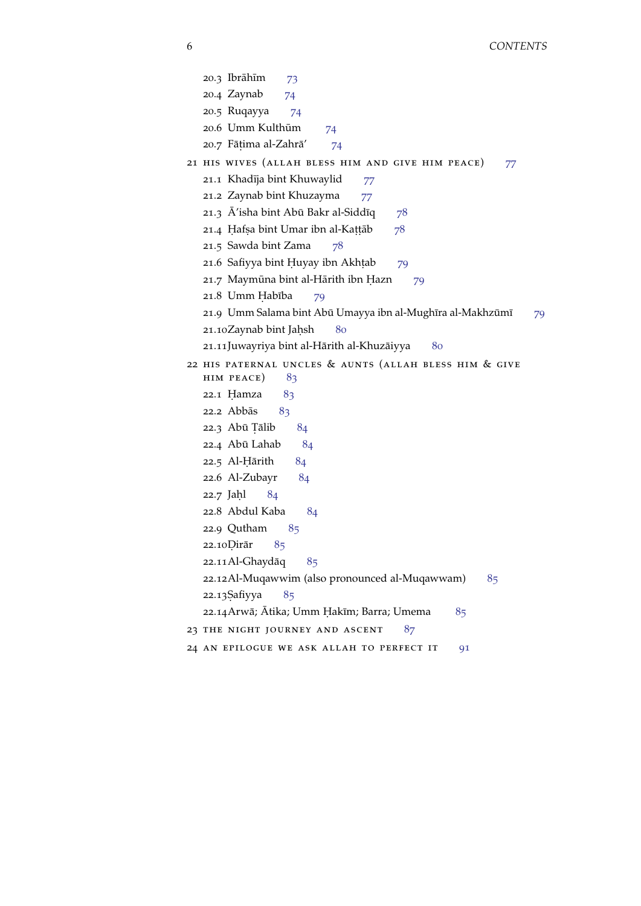- 20.3 Ibrāhīm 73
- 20.4 Zaynab 74
- 20.5 Ruqayya 74
- 20.6 Umm Kulthūm 74
- 20.7 Fāṭima al-Zahrā' 74

21 HIS WIVES (ALLAH BLESS HIM AND GIVE HIM PEACE) 77

- 21.1 Khadīja bint Khuwaylid 77
- 21.2 Zaynab bint Khuzayma 77
- 21.3 Ā'isha bint Abū Bakr al-Siddīq 78
- 21.4 Ḥafṣa bint Umar ibn al-Kaṭṭāb 78
- 21.5 Sawda bint Zama 78
- 21.6 Safiyya bint Ḥuyay ibn Akhṭab 79
- 21.7 Maymūna bint al-Hārith ibn Ḥazn 79
- 21.8 Umm Ḥabība 79
- 21.9 Umm Salama bint Abū Umayya ibn al-Mughīra al-Makhzūmī 79
- 21.10 Zaynab bint Jaḥsh 80
- 21.11 Juwayriya bint al-Hārith al-Khuzāiyya 80

22 HIS PATERNAL UNCLES & AUNTS (ALLAH BLESS HIM & GIVE HIM PEACE) 83

- 22.1 Ḥamza 83
- 22.2 Abbās 83
- 22.3 Abū Ṭālib 84
- 22.4 Abū Lahab 84
- 22.5 Al-Ḥārith 84
- 22.6 Al-Zubayr 84
- 22.7 Jaḥl 84
- 22.8 Abdul Kaba 84
- 22.9 Qutham 85
- 22.10 Ḍirār 85
- 22.11 Al-Ghaydāq 85
- 22.12 Al-Muqawwim (also pronounced al-Muqawwam) 85
- 22.13 Ṣafiyya 85
- 22.14 Arwā; Ātika; Umm Ḥakīm; Barra; Umema 85

23 THE NIGHT JOURNEY AND ASCENT 87

24 AN EPILOGUE WE ASK ALLAH TO PERFECT IT 91